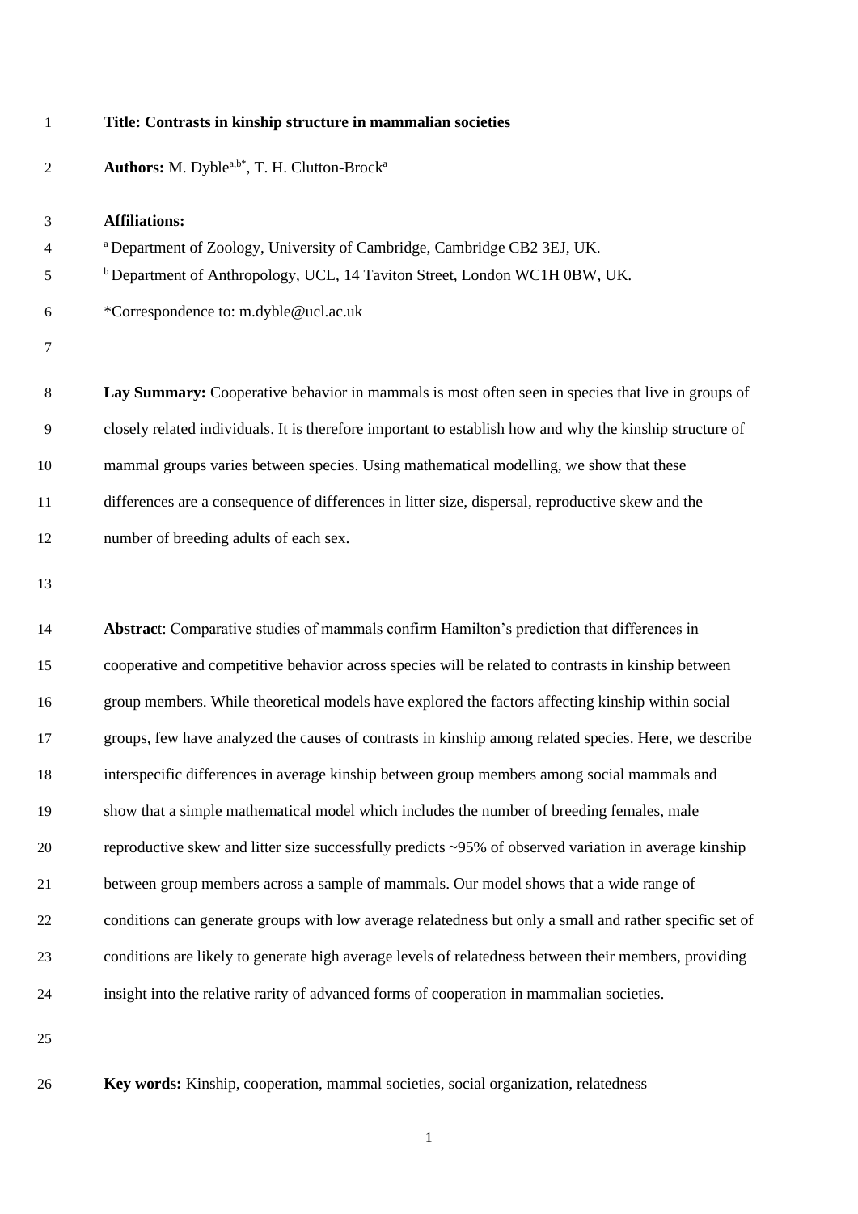**Title: Contrasts in kinship structure in mammalian societies**

**Authors:** M. Dyble[a,b*], T. H. Clutton-Brock[a]

**Affiliations:**

[a] Department of Zoology, University of Cambridge, Cambridge CB2 3EJ, UK.

[b] Department of Anthropology, UCL, 14 Taviton Street, London WC1H 0BW, UK.

*Correspondence to: m.dyble@ucl.ac.uk

**Lay Summary:** Cooperative behavior in mammals is most often seen in species that live in groups of closely related individuals. It is therefore important to establish how and why the kinship structure of mammal groups varies between species. Using mathematical modelling, we show that these differences are a consequence of differences in litter size, dispersal, reproductive skew and the number of breeding adults of each sex.

**Abstrac**t: Comparative studies of mammals confirm Hamilton's prediction that differences in cooperative and competitive behavior across species will be related to contrasts in kinship between group members. While theoretical models have explored the factors affecting kinship within social groups, few have analyzed the causes of contrasts in kinship among related species. Here, we describe interspecific differences in average kinship between group members among social mammals and show that a simple mathematical model which includes the number of breeding females, male reproductive skew and litter size successfully predicts ~95% of observed variation in average kinship between group members across a sample of mammals. Our model shows that a wide range of conditions can generate groups with low average relatedness but only a small and rather specific set of conditions are likely to generate high average levels of relatedness between their members, providing insight into the relative rarity of advanced forms of cooperation in mammalian societies.

**Key words:** Kinship, cooperation, mammal societies, social organization, relatedness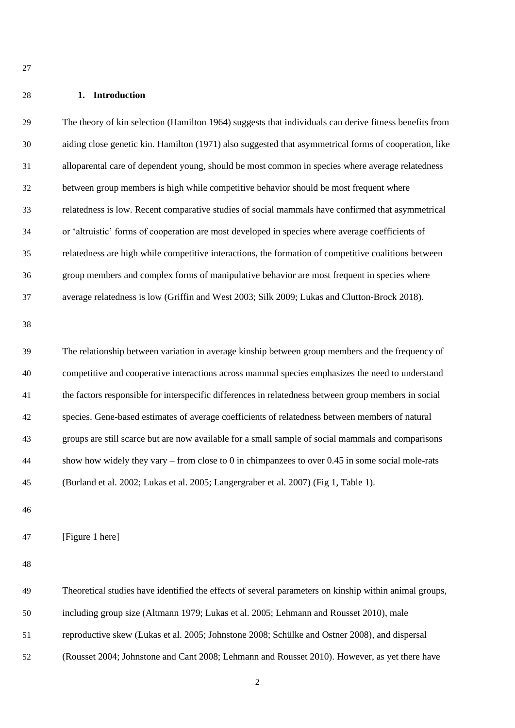## 1. Introduction

The theory of kin selection (Hamilton 1964) suggests that individuals can derive fitness benefits from aiding close genetic kin. Hamilton (1971) also suggested that asymmetrical forms of cooperation, like alloparental care of dependent young, should be most common in species where average relatedness between group members is high while competitive behavior should be most frequent where relatedness is low. Recent comparative studies of social mammals have confirmed that asymmetrical or 'altruistic' forms of cooperation are most developed in species where average coefficients of relatedness are high while competitive interactions, the formation of competitive coalitions between group members and complex forms of manipulative behavior are most frequent in species where average relatedness is low (Griffin and West 2003; Silk 2009; Lukas and Clutton-Brock 2018).

The relationship between variation in average kinship between group members and the frequency of competitive and cooperative interactions across mammal species emphasizes the need to understand the factors responsible for interspecific differences in relatedness between group members in social species. Gene-based estimates of average coefficients of relatedness between members of natural groups are still scarce but are now available for a small sample of social mammals and comparisons show how widely they vary – from close to 0 in chimpanzees to over 0.45 in some social mole-rats (Burland et al. 2002; Lukas et al. 2005; Langergraber et al. 2007) (Fig 1, Table 1).

[Figure 1 here]

Theoretical studies have identified the effects of several parameters on kinship within animal groups, including group size (Altmann 1979; Lukas et al. 2005; Lehmann and Rousset 2010), male reproductive skew (Lukas et al. 2005; Johnstone 2008; Schülke and Ostner 2008), and dispersal (Rousset 2004; Johnstone and Cant 2008; Lehmann and Rousset 2010). However, as yet there have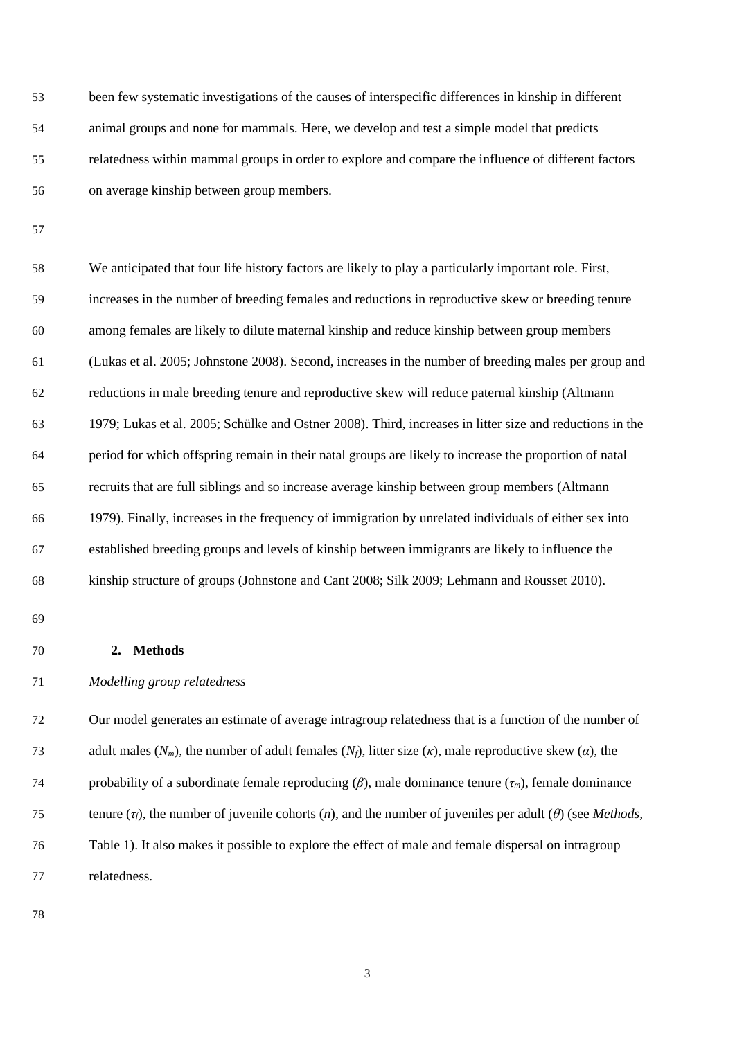been few systematic investigations of the causes of interspecific differences in kinship in different animal groups and none for mammals. Here, we develop and test a simple model that predicts relatedness within mammal groups in order to explore and compare the influence of different factors on average kinship between group members.

We anticipated that four life history factors are likely to play a particularly important role. First, increases in the number of breeding females and reductions in reproductive skew or breeding tenure among females are likely to dilute maternal kinship and reduce kinship between group members (Lukas et al. 2005; Johnstone 2008). Second, increases in the number of breeding males per group and reductions in male breeding tenure and reproductive skew will reduce paternal kinship (Altmann 1979; Lukas et al. 2005; Schülke and Ostner 2008). Third, increases in litter size and reductions in the period for which offspring remain in their natal groups are likely to increase the proportion of natal recruits that are full siblings and so increase average kinship between group members (Altmann 1979). Finally, increases in the frequency of immigration by unrelated individuals of either sex into established breeding groups and levels of kinship between immigrants are likely to influence the kinship structure of groups (Johnstone and Cant 2008; Silk 2009; Lehmann and Rousset 2010).

## 2. Methods

*Modelling group relatedness*

Our model generates an estimate of average intragroup relatedness that is a function of the number of adult males ($N_m$), the number of adult females ($N_f$), litter size ($\kappa$), male reproductive skew ($\alpha$), the probability of a subordinate female reproducing ($\beta$), male dominance tenure ($\tau_m$), female dominance tenure ($\tau_f$), the number of juvenile cohorts ($n$), and the number of juveniles per adult ($\theta$) (see *Methods*, Table 1). It also makes it possible to explore the effect of male and female dispersal on intragroup relatedness.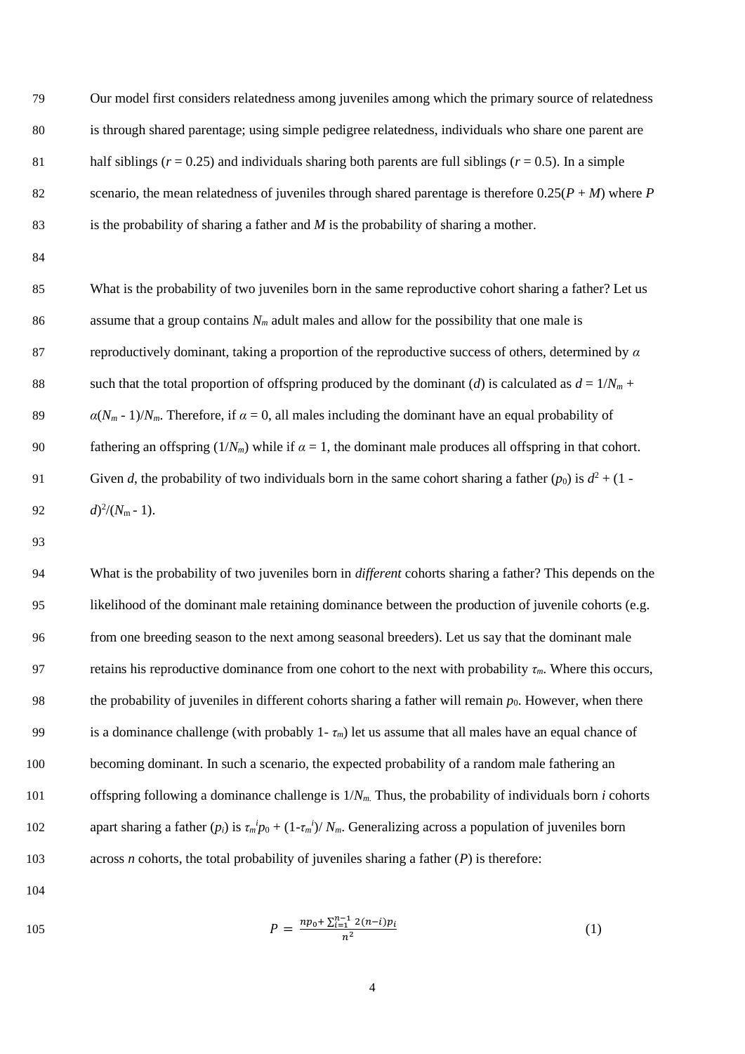Our model first considers relatedness among juveniles among which the primary source of relatedness is through shared parentage; using simple pedigree relatedness, individuals who share one parent are half siblings ($r = 0.25$) and individuals sharing both parents are full siblings ($r = 0.5$). In a simple scenario, the mean relatedness of juveniles through shared parentage is therefore $0.25(P + M)$ where $P$ is the probability of sharing a father and $M$ is the probability of sharing a mother.

What is the probability of two juveniles born in the same reproductive cohort sharing a father? Let us assume that a group contains $N_m$ adult males and allow for the possibility that one male is reproductively dominant, taking a proportion of the reproductive success of others, determined by $\alpha$ such that the total proportion of offspring produced by the dominant ($d$) is calculated as $d = 1/N_m + \alpha(N_m - 1)/N_m$. Therefore, if $\alpha = 0$, all males including the dominant have an equal probability of fathering an offspring ($1/N_m$) while if $\alpha = 1$, the dominant male produces all offspring in that cohort. Given $d$, the probability of two individuals born in the same cohort sharing a father ($p_0$) is $d^2 + (1 - d)^2/(N_m - 1)$.

What is the probability of two juveniles born in *different* cohorts sharing a father? This depends on the likelihood of the dominant male retaining dominance between the production of juvenile cohorts (e.g. from one breeding season to the next among seasonal breeders). Let us say that the dominant male retains his reproductive dominance from one cohort to the next with probability $\tau_m$. Where this occurs, the probability of juveniles in different cohorts sharing a father will remain $p_0$. However, when there is a dominance challenge (with probably $1 - \tau_m$) let us assume that all males have an equal chance of becoming dominant. In such a scenario, the expected probability of a random male fathering an offspring following a dominance challenge is $1/N_m$. Thus, the probability of individuals born $i$ cohorts apart sharing a father ($p_i$) is $\tau_m^i p_0 + (1-\tau_m^i)/N_m$. Generalizing across a population of juveniles born across $n$ cohorts, the total probability of juveniles sharing a father ($P$) is therefore:

$$P = \frac{np_0 + \sum_{i=1}^{n-1} 2(n-i)p_i}{n^2} \qquad (1)$$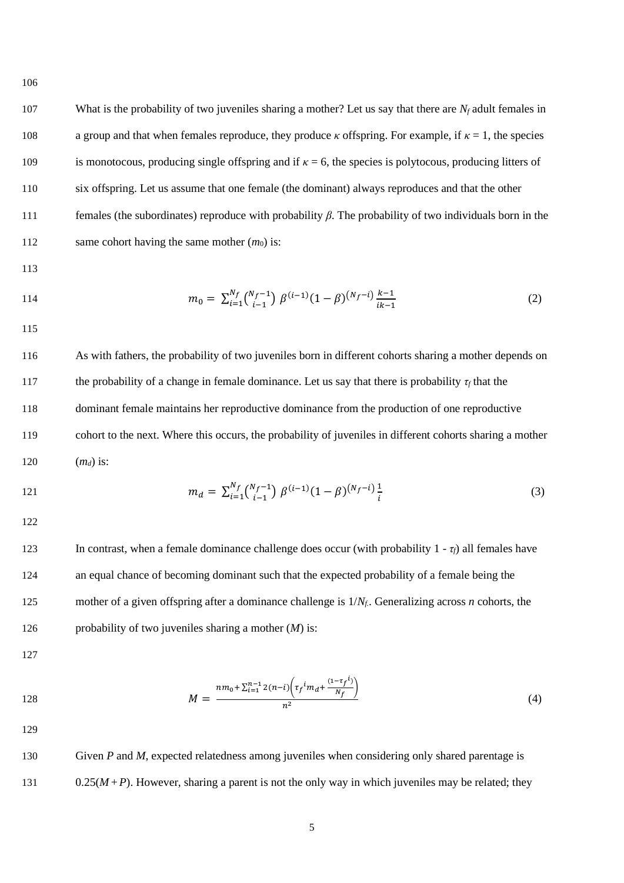What is the probability of two juveniles sharing a mother? Let us say that there are $N_f$ adult females in a group and that when females reproduce, they produce $\kappa$ offspring. For example, if $\kappa = 1$, the species is monotocous, producing single offspring and if $\kappa = 6$, the species is polytocous, producing litters of six offspring. Let us assume that one female (the dominant) always reproduces and that the other females (the subordinates) reproduce with probability $\beta$. The probability of two individuals born in the same cohort having the same mother ($m_0$) is:

$$m_0 = \sum_{i=1}^{N_f} \binom{N_f - 1}{i-1} \beta^{(i-1)} (1-\beta)^{(N_f - i)} \frac{k-1}{ik-1} \tag{2}$$

As with fathers, the probability of two juveniles born in different cohorts sharing a mother depends on the probability of a change in female dominance. Let us say that there is probability $\tau_f$ that the dominant female maintains her reproductive dominance from the production of one reproductive cohort to the next. Where this occurs, the probability of juveniles in different cohorts sharing a mother ($m_d$) is:

$$m_d = \sum_{i=1}^{N_f} \binom{N_f - 1}{i-1} \beta^{(i-1)} (1-\beta)^{(N_f - i)} \frac{1}{i} \tag{3}$$

In contrast, when a female dominance challenge does occur (with probability 1 - $\tau_f$) all females have an equal chance of becoming dominant such that the expected probability of a female being the mother of a given offspring after a dominance challenge is $1/N_f$. Generalizing across $n$ cohorts, the probability of two juveniles sharing a mother ($M$) is:

$$M = \frac{n m_0 + \sum_{i=1}^{n-1} 2(n-i)\left(\tau_f{}^i m_d + \frac{(1-\tau_f{}^i)}{N_f}\right)}{n^2} \tag{4}$$

Given $P$ and $M$, expected relatedness among juveniles when considering only shared parentage is $0.25(M + P)$. However, sharing a parent is not the only way in which juveniles may be related; they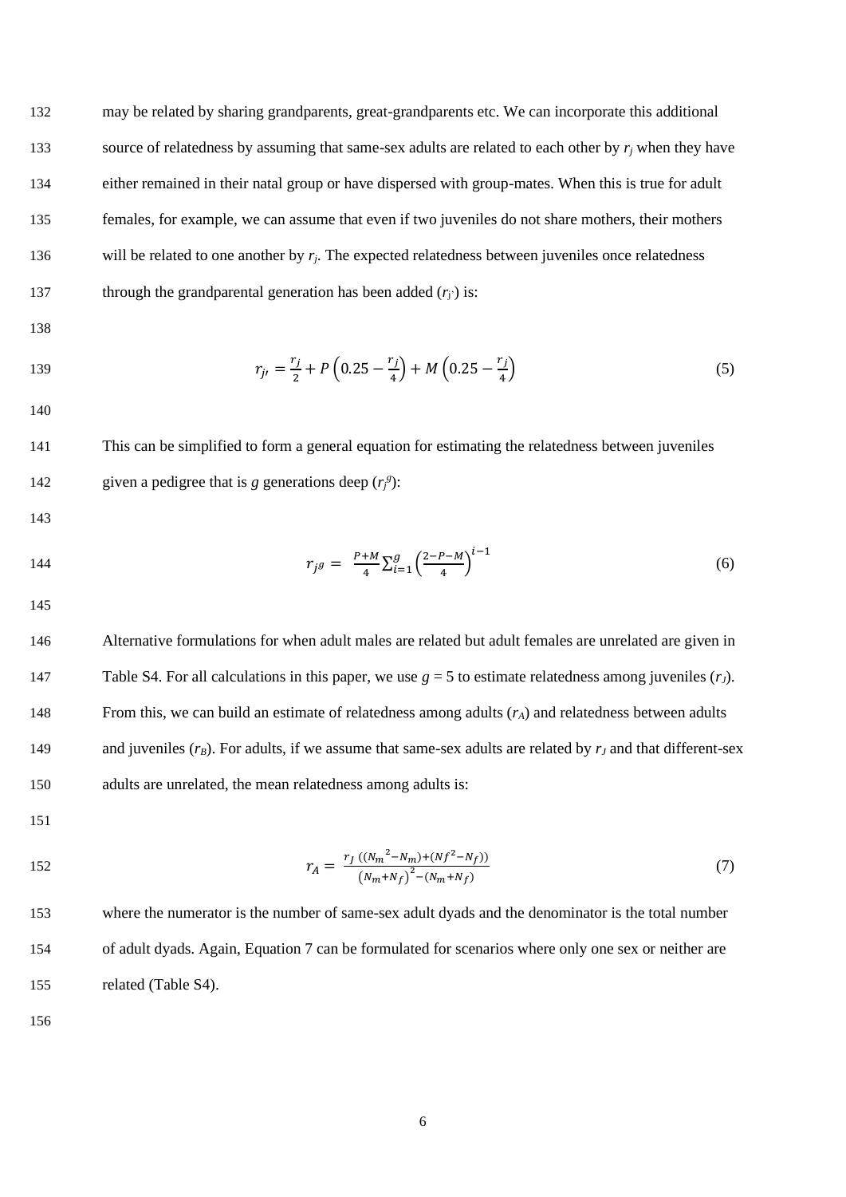may be related by sharing grandparents, great-grandparents etc. We can incorporate this additional source of relatedness by assuming that same-sex adults are related to each other by $r_j$ when they have either remained in their natal group or have dispersed with group-mates. When this is true for adult females, for example, we can assume that even if two juveniles do not share mothers, their mothers will be related to one another by $r_j$. The expected relatedness between juveniles once relatedness through the grandparental generation has been added ($r_{j'}$) is:

$$r_{j'} = \frac{r_j}{2} + P\left(0.25 - \frac{r_j}{4}\right) + M\left(0.25 - \frac{r_j}{4}\right) \tag{5}$$

This can be simplified to form a general equation for estimating the relatedness between juveniles given a pedigree that is $g$ generations deep ($r_j^g$):

$$r_{j^g} = \frac{P+M}{4}\sum_{i=1}^{g}\left(\frac{2-P-M}{4}\right)^{i-1} \tag{6}$$

Alternative formulations for when adult males are related but adult females are unrelated are given in Table S4. For all calculations in this paper, we use $g = 5$ to estimate relatedness among juveniles ($r_J$). From this, we can build an estimate of relatedness among adults ($r_A$) and relatedness between adults and juveniles ($r_B$). For adults, if we assume that same-sex adults are related by $r_J$ and that different-sex adults are unrelated, the mean relatedness among adults is:

$$r_A = \frac{r_J\left(\left(N_m^{\,2} - N_m\right) + \left(Nf^2 - N_f\right)\right)}{\left(N_m + N_f\right)^2 - \left(N_m + N_f\right)} \tag{7}$$

where the numerator is the number of same-sex adult dyads and the denominator is the total number of adult dyads. Again, Equation 7 can be formulated for scenarios where only one sex or neither are related (Table S4).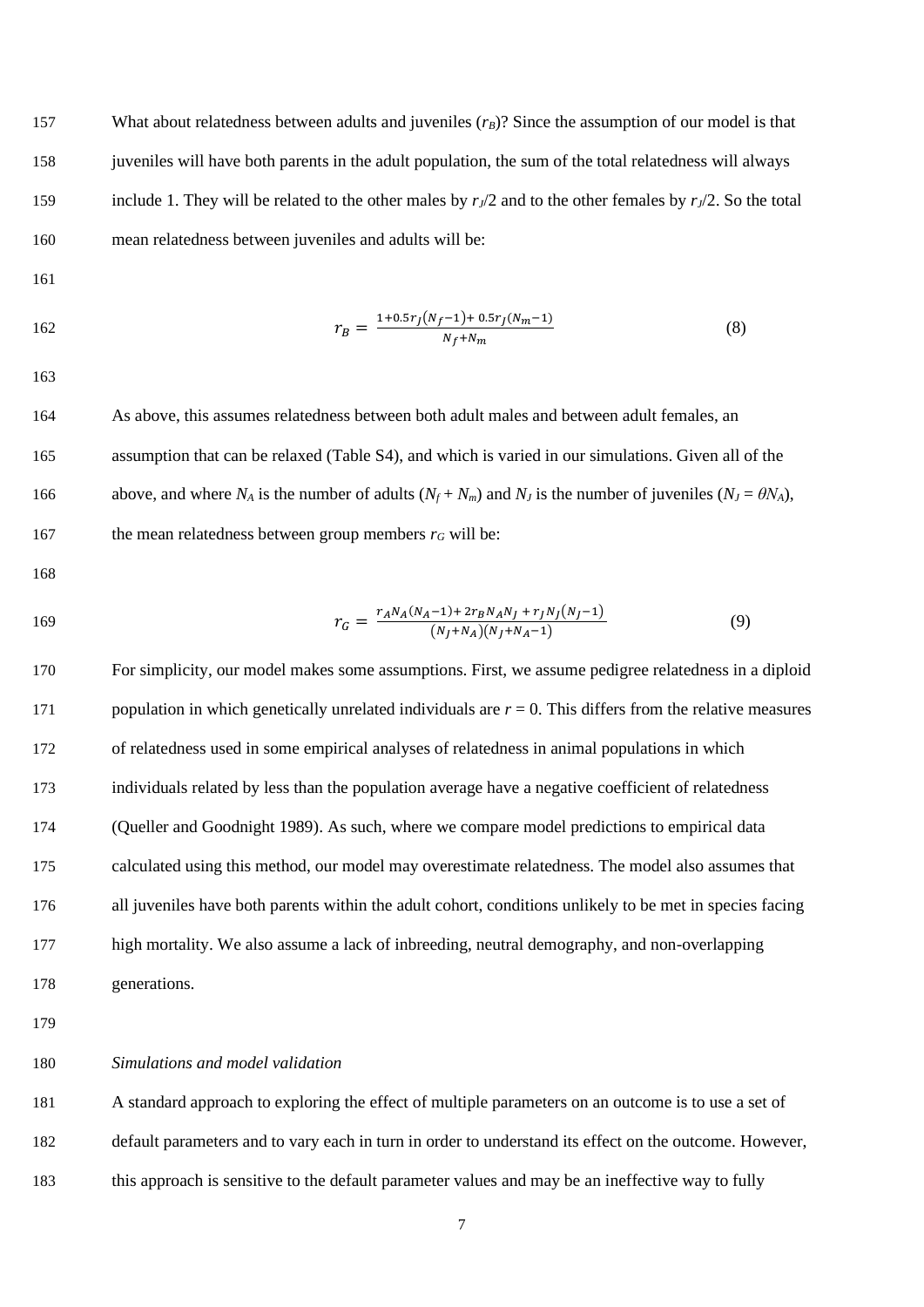What about relatedness between adults and juveniles ($r_B$)? Since the assumption of our model is that juveniles will have both parents in the adult population, the sum of the total relatedness will always include 1. They will be related to the other males by $r_J/2$ and to the other females by $r_J/2$. So the total mean relatedness between juveniles and adults will be:

$$r_B = \frac{1 + 0.5 r_J(N_f - 1) + 0.5 r_J(N_m - 1)}{N_f + N_m} \tag{8}$$

As above, this assumes relatedness between both adult males and between adult females, an assumption that can be relaxed (Table S4), and which is varied in our simulations. Given all of the above, and where $N_A$ is the number of adults ($N_f + N_m$) and $N_J$ is the number of juveniles ($N_J = \theta N_A$), the mean relatedness between group members $r_G$ will be:

$$r_G = \frac{r_A N_A(N_A - 1) + 2 r_B N_A N_J + r_J N_J(N_J - 1)}{(N_J + N_A)(N_J + N_A - 1)} \tag{9}$$

For simplicity, our model makes some assumptions. First, we assume pedigree relatedness in a diploid population in which genetically unrelated individuals are $r = 0$. This differs from the relative measures of relatedness used in some empirical analyses of relatedness in animal populations in which individuals related by less than the population average have a negative coefficient of relatedness (Queller and Goodnight 1989). As such, where we compare model predictions to empirical data calculated using this method, our model may overestimate relatedness. The model also assumes that all juveniles have both parents within the adult cohort, conditions unlikely to be met in species facing high mortality. We also assume a lack of inbreeding, neutral demography, and non-overlapping generations.

*Simulations and model validation*

A standard approach to exploring the effect of multiple parameters on an outcome is to use a set of default parameters and to vary each in turn in order to understand its effect on the outcome. However, this approach is sensitive to the default parameter values and may be an ineffective way to fully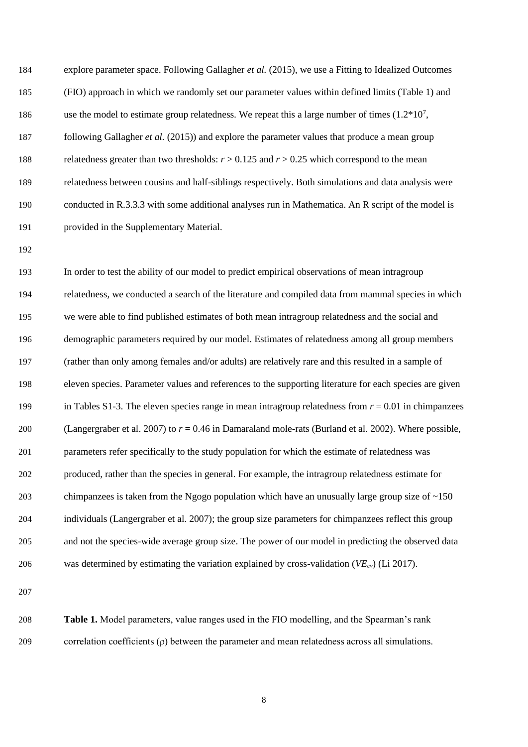explore parameter space. Following Gallagher *et al.* (2015), we use a Fitting to Idealized Outcomes (FIO) approach in which we randomly set our parameter values within defined limits (Table 1) and use the model to estimate group relatedness. We repeat this a large number of times ($1.2*10^7$, following Gallagher *et al.* (2015)) and explore the parameter values that produce a mean group relatedness greater than two thresholds: $r > 0.125$ and $r > 0.25$ which correspond to the mean relatedness between cousins and half-siblings respectively. Both simulations and data analysis were conducted in R.3.3.3 with some additional analyses run in Mathematica. An R script of the model is provided in the Supplementary Material.

In order to test the ability of our model to predict empirical observations of mean intragroup relatedness, we conducted a search of the literature and compiled data from mammal species in which we were able to find published estimates of both mean intragroup relatedness and the social and demographic parameters required by our model. Estimates of relatedness among all group members (rather than only among females and/or adults) are relatively rare and this resulted in a sample of eleven species. Parameter values and references to the supporting literature for each species are given in Tables S1-3. The eleven species range in mean intragroup relatedness from $r = 0.01$ in chimpanzees (Langergraber et al. 2007) to $r = 0.46$ in Damaraland mole-rats (Burland et al. 2002). Where possible, parameters refer specifically to the study population for which the estimate of relatedness was produced, rather than the species in general. For example, the intragroup relatedness estimate for chimpanzees is taken from the Ngogo population which have an unusually large group size of ~150 individuals (Langergraber et al. 2007); the group size parameters for chimpanzees reflect this group and not the species-wide average group size. The power of our model in predicting the observed data was determined by estimating the variation explained by cross-validation ($VE_{cv}$) (Li 2017).

**Table 1.** Model parameters, value ranges used in the FIO modelling, and the Spearman's rank correlation coefficients (ρ) between the parameter and mean relatedness across all simulations.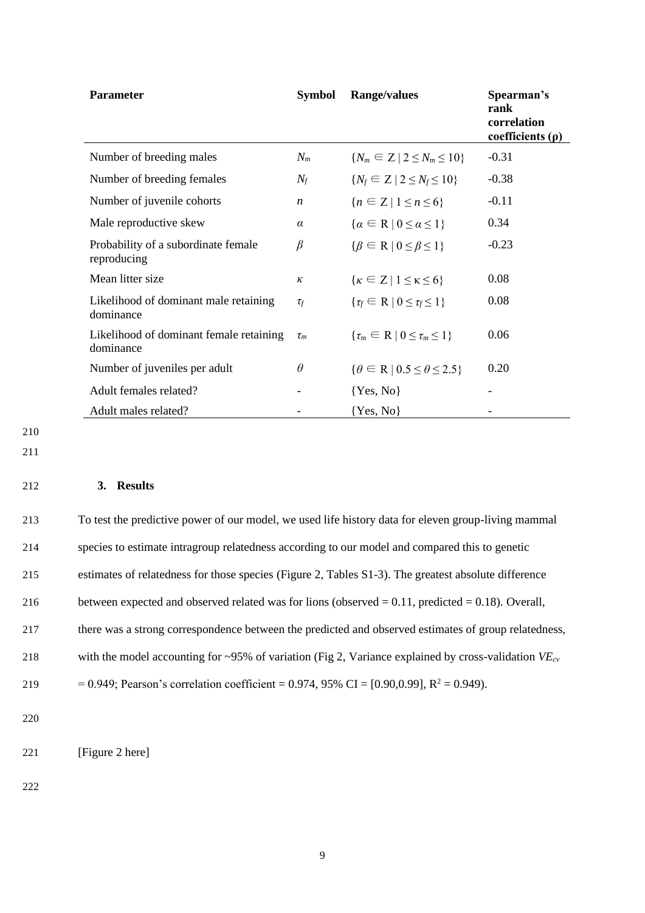| Parameter | Symbol | Range/values | Spearman's rank correlation coefficients (ρ) |
|---|---|---|---|
| Number of breeding males | $N_m$ | $\{N_m \in Z \mid 2 \leq N_m \leq 10\}$ | -0.31 |
| Number of breeding females | $N_f$ | $\{N_f \in Z \mid 2 \leq N_f \leq 10\}$ | -0.38 |
| Number of juvenile cohorts | $n$ | $\{n \in Z \mid 1 \leq n \leq 6\}$ | -0.11 |
| Male reproductive skew | $\alpha$ | $\{\alpha \in R \mid 0 \leq \alpha \leq 1\}$ | 0.34 |
| Probability of a subordinate female reproducing | $\beta$ | $\{\beta \in R \mid 0 \leq \beta \leq 1\}$ | -0.23 |
| Mean litter size | $\kappa$ | $\{\kappa \in Z \mid 1 \leq \kappa \leq 6\}$ | 0.08 |
| Likelihood of dominant male retaining dominance | $\tau_f$ | $\{\tau_f \in R \mid 0 \leq \tau_f \leq 1\}$ | 0.08 |
| Likelihood of dominant female retaining dominance | $\tau_m$ | $\{\tau_m \in R \mid 0 \leq \tau_m \leq 1\}$ | 0.06 |
| Number of juveniles per adult | $\theta$ | $\{\theta \in R \mid 0.5 \leq \theta \leq 2.5\}$ | 0.20 |
| Adult females related? | - | {Yes, No} | - |
| Adult males related? | - | {Yes, No} | - |

## 3. Results

To test the predictive power of our model, we used life history data for eleven group-living mammal species to estimate intragroup relatedness according to our model and compared this to genetic estimates of relatedness for those species (Figure 2, Tables S1-3). The greatest absolute difference between expected and observed related was for lions (observed = 0.11, predicted = 0.18). Overall, there was a strong correspondence between the predicted and observed estimates of group relatedness, with the model accounting for ~95% of variation (Fig 2, Variance explained by cross-validation $VE_{cv}$ = 0.949; Pearson's correlation coefficient = 0.974, 95% CI = [0.90,0.99], $R^2$ = 0.949).

[Figure 2 here]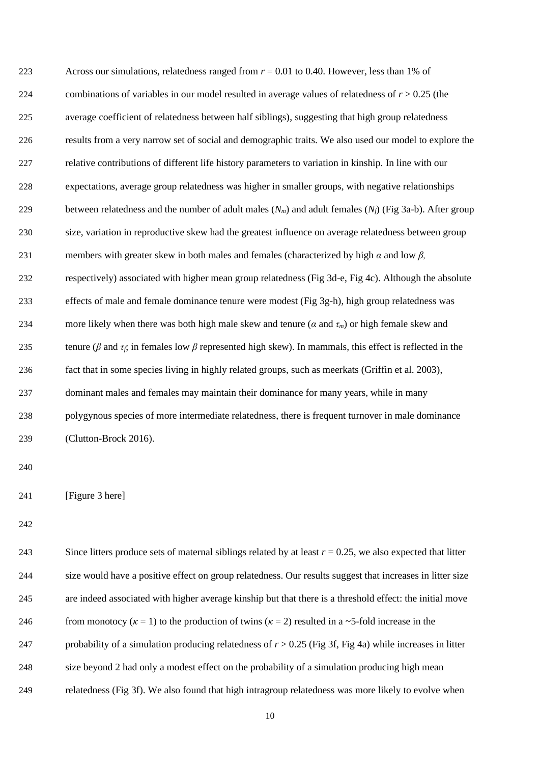Across our simulations, relatedness ranged from $r = 0.01$ to 0.40. However, less than 1% of combinations of variables in our model resulted in average values of relatedness of $r > 0.25$ (the average coefficient of relatedness between half siblings), suggesting that high group relatedness results from a very narrow set of social and demographic traits. We also used our model to explore the relative contributions of different life history parameters to variation in kinship. In line with our expectations, average group relatedness was higher in smaller groups, with negative relationships between relatedness and the number of adult males ($N_m$) and adult females ($N_f$) (Fig 3a-b). After group size, variation in reproductive skew had the greatest influence on average relatedness between group members with greater skew in both males and females (characterized by high $\alpha$ and low $\beta$, respectively) associated with higher mean group relatedness (Fig 3d-e, Fig 4c). Although the absolute effects of male and female dominance tenure were modest (Fig 3g-h), high group relatedness was more likely when there was both high male skew and tenure ($\alpha$ and $\tau_m$) or high female skew and tenure ($\beta$ and $\tau_f$; in females low $\beta$ represented high skew). In mammals, this effect is reflected in the fact that in some species living in highly related groups, such as meerkats (Griffin et al. 2003), dominant males and females may maintain their dominance for many years, while in many polygynous species of more intermediate relatedness, there is frequent turnover in male dominance (Clutton-Brock 2016).

[Figure 3 here]

Since litters produce sets of maternal siblings related by at least $r = 0.25$, we also expected that litter size would have a positive effect on group relatedness. Our results suggest that increases in litter size are indeed associated with higher average kinship but that there is a threshold effect: the initial move from monotocy ($\kappa = 1$) to the production of twins ($\kappa = 2$) resulted in a ~5-fold increase in the probability of a simulation producing relatedness of $r > 0.25$ (Fig 3f, Fig 4a) while increases in litter size beyond 2 had only a modest effect on the probability of a simulation producing high mean relatedness (Fig 3f). We also found that high intragroup relatedness was more likely to evolve when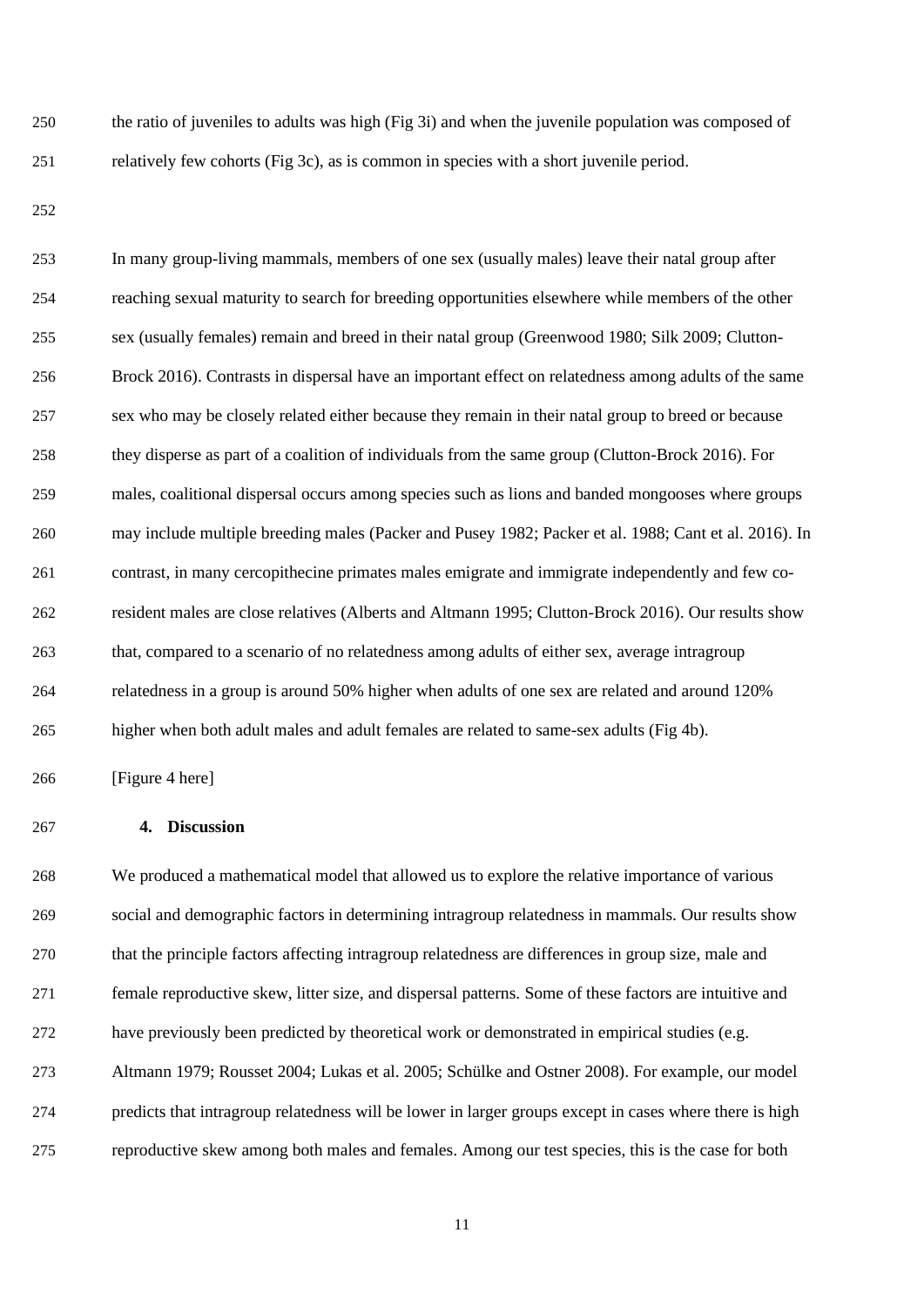the ratio of juveniles to adults was high (Fig 3i) and when the juvenile population was composed of relatively few cohorts (Fig 3c), as is common in species with a short juvenile period.

In many group-living mammals, members of one sex (usually males) leave their natal group after reaching sexual maturity to search for breeding opportunities elsewhere while members of the other sex (usually females) remain and breed in their natal group (Greenwood 1980; Silk 2009; Clutton-Brock 2016). Contrasts in dispersal have an important effect on relatedness among adults of the same sex who may be closely related either because they remain in their natal group to breed or because they disperse as part of a coalition of individuals from the same group (Clutton-Brock 2016). For males, coalitional dispersal occurs among species such as lions and banded mongooses where groups may include multiple breeding males (Packer and Pusey 1982; Packer et al. 1988; Cant et al. 2016). In contrast, in many cercopithecine primates males emigrate and immigrate independently and few co-resident males are close relatives (Alberts and Altmann 1995; Clutton-Brock 2016). Our results show that, compared to a scenario of no relatedness among adults of either sex, average intragroup relatedness in a group is around 50% higher when adults of one sex are related and around 120% higher when both adult males and adult females are related to same-sex adults (Fig 4b).

[Figure 4 here]

## 4. Discussion

We produced a mathematical model that allowed us to explore the relative importance of various social and demographic factors in determining intragroup relatedness in mammals. Our results show that the principle factors affecting intragroup relatedness are differences in group size, male and female reproductive skew, litter size, and dispersal patterns. Some of these factors are intuitive and have previously been predicted by theoretical work or demonstrated in empirical studies (e.g. Altmann 1979; Rousset 2004; Lukas et al. 2005; Schülke and Ostner 2008). For example, our model predicts that intragroup relatedness will be lower in larger groups except in cases where there is high reproductive skew among both males and females. Among our test species, this is the case for both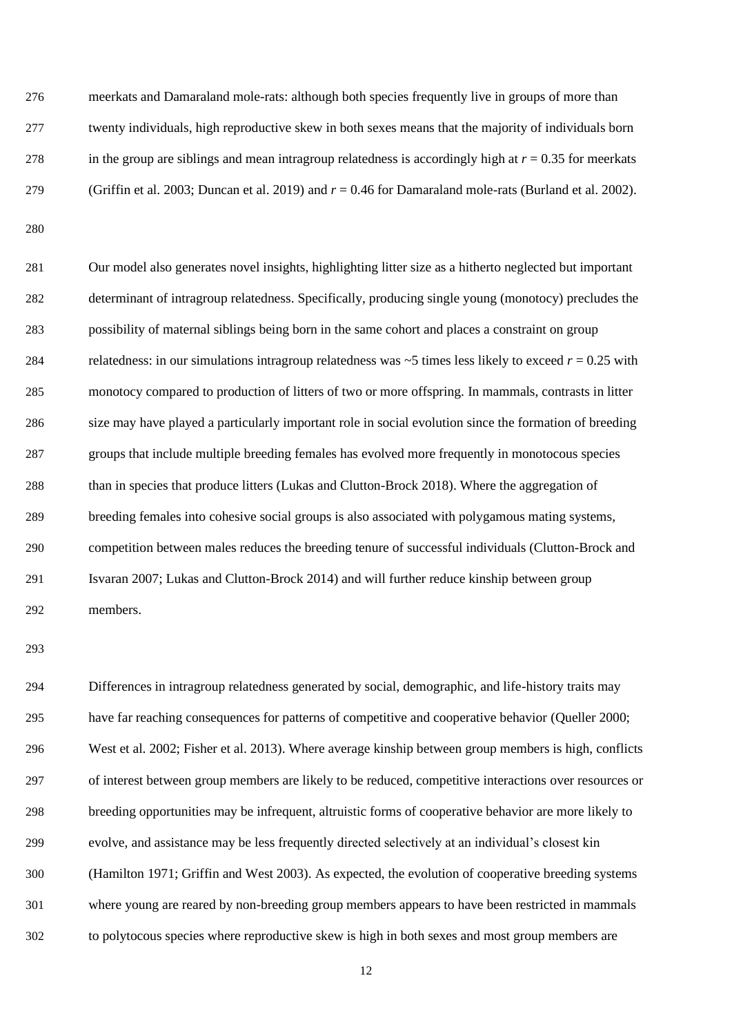meerkats and Damaraland mole-rats: although both species frequently live in groups of more than twenty individuals, high reproductive skew in both sexes means that the majority of individuals born in the group are siblings and mean intragroup relatedness is accordingly high at $r = 0.35$ for meerkats (Griffin et al. 2003; Duncan et al. 2019) and $r = 0.46$ for Damaraland mole-rats (Burland et al. 2002).

Our model also generates novel insights, highlighting litter size as a hitherto neglected but important determinant of intragroup relatedness. Specifically, producing single young (monotocy) precludes the possibility of maternal siblings being born in the same cohort and places a constraint on group relatedness: in our simulations intragroup relatedness was ~5 times less likely to exceed $r = 0.25$ with monotocy compared to production of litters of two or more offspring. In mammals, contrasts in litter size may have played a particularly important role in social evolution since the formation of breeding groups that include multiple breeding females has evolved more frequently in monotocous species than in species that produce litters (Lukas and Clutton-Brock 2018). Where the aggregation of breeding females into cohesive social groups is also associated with polygamous mating systems, competition between males reduces the breeding tenure of successful individuals (Clutton-Brock and Isvaran 2007; Lukas and Clutton-Brock 2014) and will further reduce kinship between group members.

Differences in intragroup relatedness generated by social, demographic, and life-history traits may have far reaching consequences for patterns of competitive and cooperative behavior (Queller 2000; West et al. 2002; Fisher et al. 2013). Where average kinship between group members is high, conflicts of interest between group members are likely to be reduced, competitive interactions over resources or breeding opportunities may be infrequent, altruistic forms of cooperative behavior are more likely to evolve, and assistance may be less frequently directed selectively at an individual's closest kin (Hamilton 1971; Griffin and West 2003). As expected, the evolution of cooperative breeding systems where young are reared by non-breeding group members appears to have been restricted in mammals to polytocous species where reproductive skew is high in both sexes and most group members are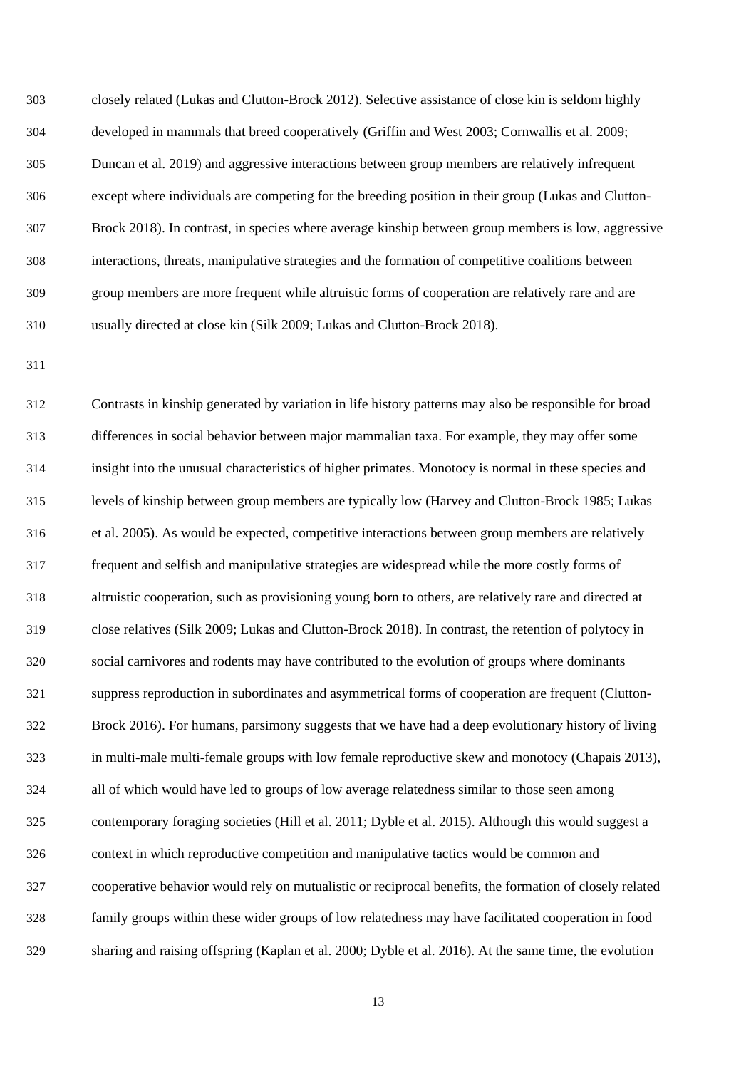closely related (Lukas and Clutton-Brock 2012). Selective assistance of close kin is seldom highly developed in mammals that breed cooperatively (Griffin and West 2003; Cornwallis et al. 2009; Duncan et al. 2019) and aggressive interactions between group members are relatively infrequent except where individuals are competing for the breeding position in their group (Lukas and Clutton-Brock 2018). In contrast, in species where average kinship between group members is low, aggressive interactions, threats, manipulative strategies and the formation of competitive coalitions between group members are more frequent while altruistic forms of cooperation are relatively rare and are usually directed at close kin (Silk 2009; Lukas and Clutton-Brock 2018).

Contrasts in kinship generated by variation in life history patterns may also be responsible for broad differences in social behavior between major mammalian taxa. For example, they may offer some insight into the unusual characteristics of higher primates. Monotocy is normal in these species and levels of kinship between group members are typically low (Harvey and Clutton-Brock 1985; Lukas et al. 2005). As would be expected, competitive interactions between group members are relatively frequent and selfish and manipulative strategies are widespread while the more costly forms of altruistic cooperation, such as provisioning young born to others, are relatively rare and directed at close relatives (Silk 2009; Lukas and Clutton-Brock 2018). In contrast, the retention of polytocy in social carnivores and rodents may have contributed to the evolution of groups where dominants suppress reproduction in subordinates and asymmetrical forms of cooperation are frequent (Clutton-Brock 2016). For humans, parsimony suggests that we have had a deep evolutionary history of living in multi-male multi-female groups with low female reproductive skew and monotocy (Chapais 2013), all of which would have led to groups of low average relatedness similar to those seen among contemporary foraging societies (Hill et al. 2011; Dyble et al. 2015). Although this would suggest a context in which reproductive competition and manipulative tactics would be common and cooperative behavior would rely on mutualistic or reciprocal benefits, the formation of closely related family groups within these wider groups of low relatedness may have facilitated cooperation in food sharing and raising offspring (Kaplan et al. 2000; Dyble et al. 2016). At the same time, the evolution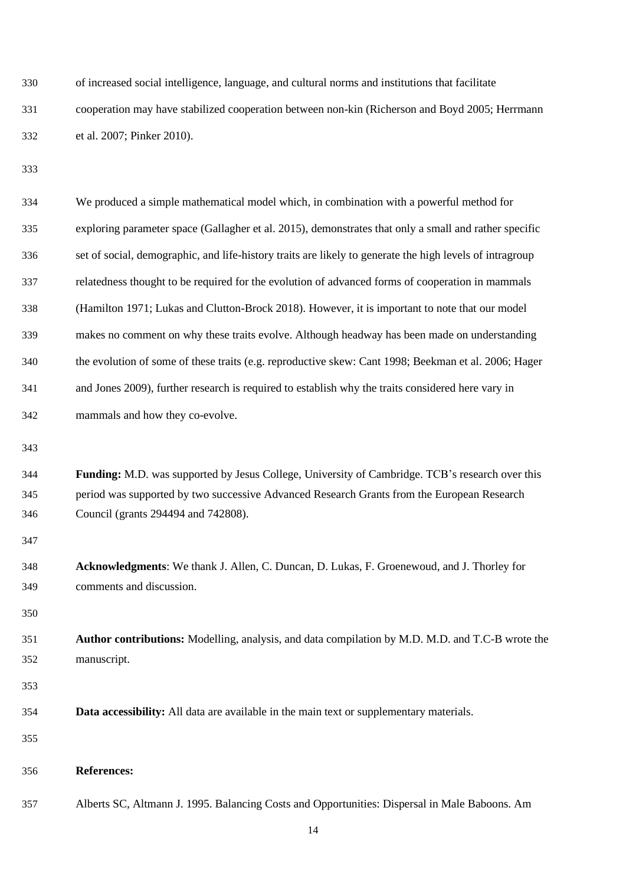of increased social intelligence, language, and cultural norms and institutions that facilitate cooperation may have stabilized cooperation between non-kin (Richerson and Boyd 2005; Herrmann et al. 2007; Pinker 2010).

We produced a simple mathematical model which, in combination with a powerful method for exploring parameter space (Gallagher et al. 2015), demonstrates that only a small and rather specific set of social, demographic, and life-history traits are likely to generate the high levels of intragroup relatedness thought to be required for the evolution of advanced forms of cooperation in mammals (Hamilton 1971; Lukas and Clutton-Brock 2018). However, it is important to note that our model makes no comment on why these traits evolve. Although headway has been made on understanding the evolution of some of these traits (e.g. reproductive skew: Cant 1998; Beekman et al. 2006; Hager and Jones 2009), further research is required to establish why the traits considered here vary in mammals and how they co-evolve.

**Funding:** M.D. was supported by Jesus College, University of Cambridge. TCB's research over this period was supported by two successive Advanced Research Grants from the European Research Council (grants 294494 and 742808).

**Acknowledgments**: We thank J. Allen, C. Duncan, D. Lukas, F. Groenewoud, and J. Thorley for comments and discussion.

**Author contributions:** Modelling, analysis, and data compilation by M.D. M.D. and T.C-B wrote the manuscript.

**Data accessibility:** All data are available in the main text or supplementary materials.

**References:**

Alberts SC, Altmann J. 1995. Balancing Costs and Opportunities: Dispersal in Male Baboons. Am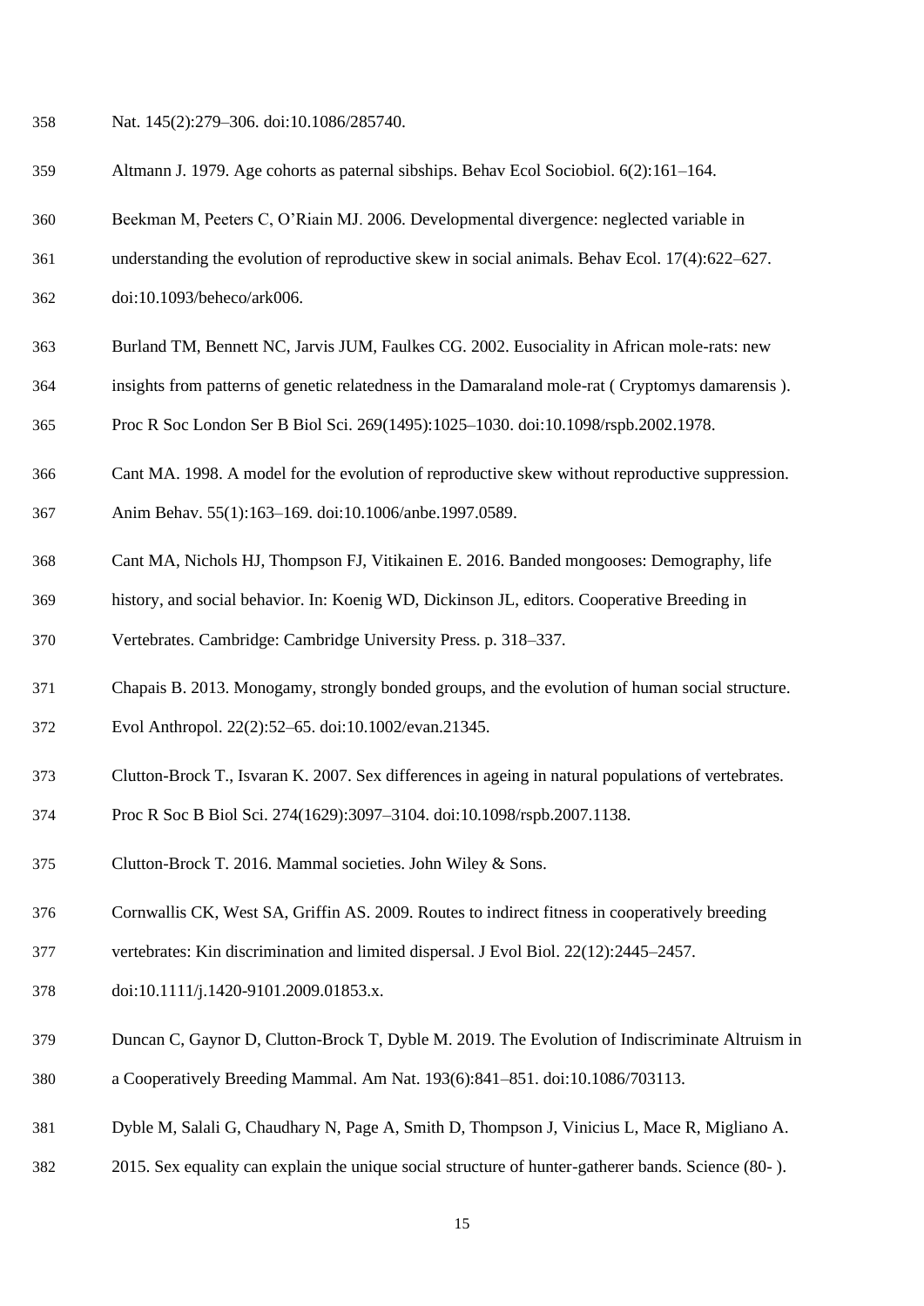Nat. 145(2):279–306. doi:10.1086/285740.

Altmann J. 1979. Age cohorts as paternal sibships. Behav Ecol Sociobiol. 6(2):161–164.

Beekman M, Peeters C, O'Riain MJ. 2006. Developmental divergence: neglected variable in understanding the evolution of reproductive skew in social animals. Behav Ecol. 17(4):622–627. doi:10.1093/beheco/ark006.

Burland TM, Bennett NC, Jarvis JUM, Faulkes CG. 2002. Eusociality in African mole-rats: new insights from patterns of genetic relatedness in the Damaraland mole-rat ( Cryptomys damarensis ). Proc R Soc London Ser B Biol Sci. 269(1495):1025–1030. doi:10.1098/rspb.2002.1978.

Cant MA. 1998. A model for the evolution of reproductive skew without reproductive suppression. Anim Behav. 55(1):163–169. doi:10.1006/anbe.1997.0589.

Cant MA, Nichols HJ, Thompson FJ, Vitikainen E. 2016. Banded mongooses: Demography, life history, and social behavior. In: Koenig WD, Dickinson JL, editors. Cooperative Breeding in Vertebrates. Cambridge: Cambridge University Press. p. 318–337.

Chapais B. 2013. Monogamy, strongly bonded groups, and the evolution of human social structure. Evol Anthropol. 22(2):52–65. doi:10.1002/evan.21345.

Clutton-Brock T., Isvaran K. 2007. Sex differences in ageing in natural populations of vertebrates. Proc R Soc B Biol Sci. 274(1629):3097–3104. doi:10.1098/rspb.2007.1138.

Clutton-Brock T. 2016. Mammal societies. John Wiley & Sons.

Cornwallis CK, West SA, Griffin AS. 2009. Routes to indirect fitness in cooperatively breeding vertebrates: Kin discrimination and limited dispersal. J Evol Biol. 22(12):2445–2457. doi:10.1111/j.1420-9101.2009.01853.x.

Duncan C, Gaynor D, Clutton-Brock T, Dyble M. 2019. The Evolution of Indiscriminate Altruism in a Cooperatively Breeding Mammal. Am Nat. 193(6):841–851. doi:10.1086/703113.

Dyble M, Salali G, Chaudhary N, Page A, Smith D, Thompson J, Vinicius L, Mace R, Migliano A. 2015. Sex equality can explain the unique social structure of hunter-gatherer bands. Science (80- ).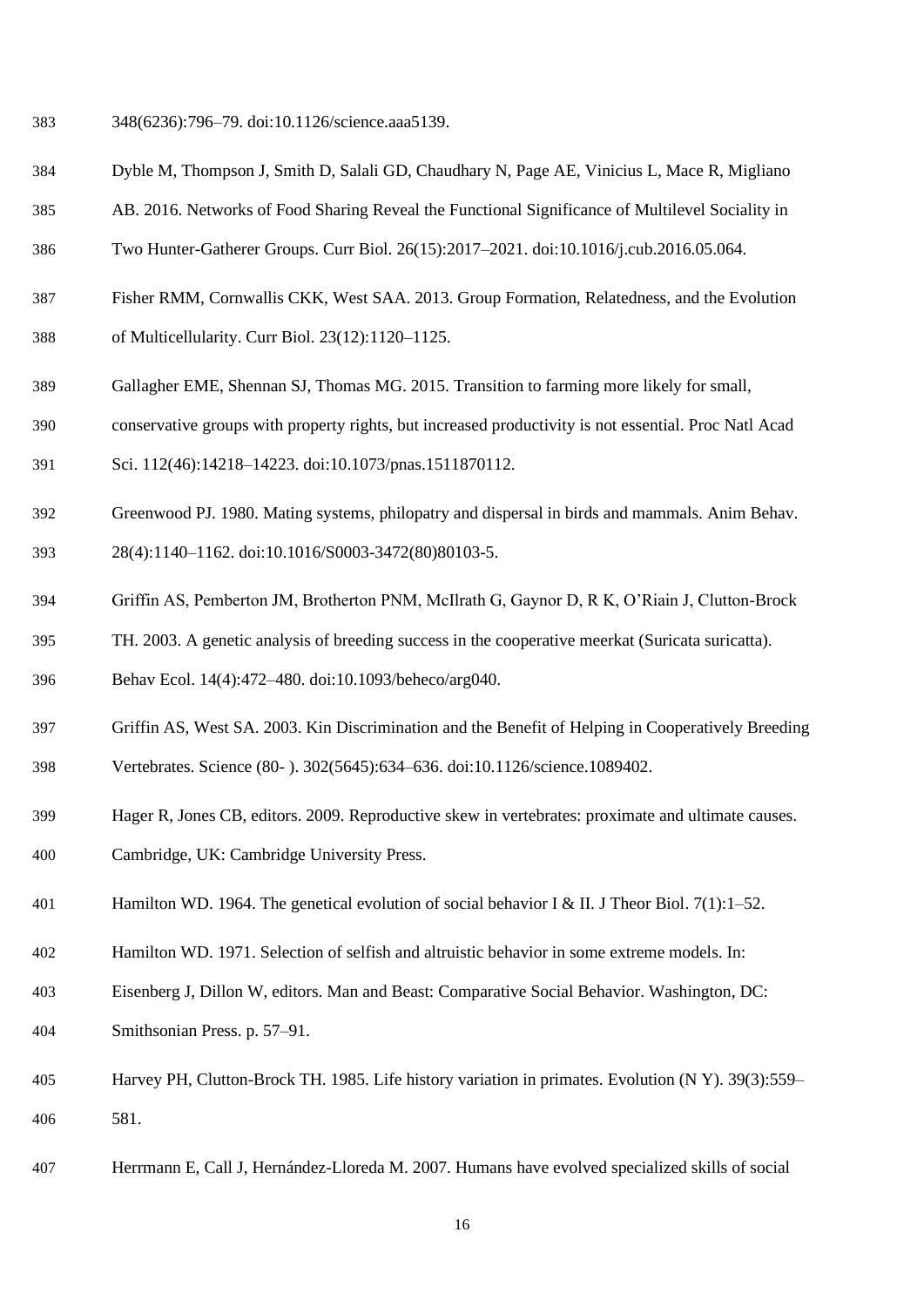348(6236):796–79. doi:10.1126/science.aaa5139.

Dyble M, Thompson J, Smith D, Salali GD, Chaudhary N, Page AE, Vinicius L, Mace R, Migliano AB. 2016. Networks of Food Sharing Reveal the Functional Significance of Multilevel Sociality in Two Hunter-Gatherer Groups. Curr Biol. 26(15):2017–2021. doi:10.1016/j.cub.2016.05.064.

Fisher RMM, Cornwallis CKK, West SAA. 2013. Group Formation, Relatedness, and the Evolution of Multicellularity. Curr Biol. 23(12):1120–1125.

Gallagher EME, Shennan SJ, Thomas MG. 2015. Transition to farming more likely for small, conservative groups with property rights, but increased productivity is not essential. Proc Natl Acad Sci. 112(46):14218–14223. doi:10.1073/pnas.1511870112.

Greenwood PJ. 1980. Mating systems, philopatry and dispersal in birds and mammals. Anim Behav. 28(4):1140–1162. doi:10.1016/S0003-3472(80)80103-5.

Griffin AS, Pemberton JM, Brotherton PNM, McIlrath G, Gaynor D, R K, O'Riain J, Clutton-Brock TH. 2003. A genetic analysis of breeding success in the cooperative meerkat (Suricata suricatta). Behav Ecol. 14(4):472–480. doi:10.1093/beheco/arg040.

Griffin AS, West SA. 2003. Kin Discrimination and the Benefit of Helping in Cooperatively Breeding Vertebrates. Science (80- ). 302(5645):634–636. doi:10.1126/science.1089402.

Hager R, Jones CB, editors. 2009. Reproductive skew in vertebrates: proximate and ultimate causes. Cambridge, UK: Cambridge University Press.

Hamilton WD. 1964. The genetical evolution of social behavior I & II. J Theor Biol. 7(1):1–52.

Hamilton WD. 1971. Selection of selfish and altruistic behavior in some extreme models. In: Eisenberg J, Dillon W, editors. Man and Beast: Comparative Social Behavior. Washington, DC: Smithsonian Press. p. 57–91.

Harvey PH, Clutton-Brock TH. 1985. Life history variation in primates. Evolution (N Y). 39(3):559–581.

Herrmann E, Call J, Hernández-Lloreda M. 2007. Humans have evolved specialized skills of social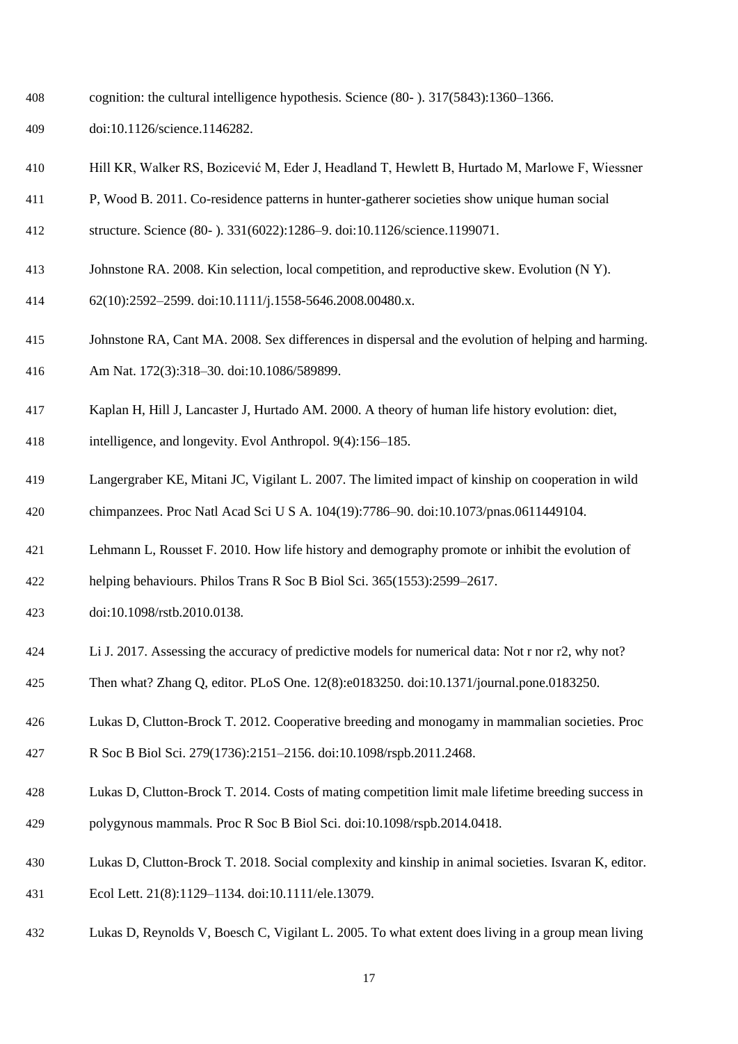cognition: the cultural intelligence hypothesis. Science (80- ). 317(5843):1360–1366. doi:10.1126/science.1146282.

Hill KR, Walker RS, Bozicević M, Eder J, Headland T, Hewlett B, Hurtado M, Marlowe F, Wiessner P, Wood B. 2011. Co-residence patterns in hunter-gatherer societies show unique human social structure. Science (80- ). 331(6022):1286–9. doi:10.1126/science.1199071.

Johnstone RA. 2008. Kin selection, local competition, and reproductive skew. Evolution (N Y). 62(10):2592–2599. doi:10.1111/j.1558-5646.2008.00480.x.

Johnstone RA, Cant MA. 2008. Sex differences in dispersal and the evolution of helping and harming. Am Nat. 172(3):318–30. doi:10.1086/589899.

Kaplan H, Hill J, Lancaster J, Hurtado AM. 2000. A theory of human life history evolution: diet, intelligence, and longevity. Evol Anthropol. 9(4):156–185.

Langergraber KE, Mitani JC, Vigilant L. 2007. The limited impact of kinship on cooperation in wild chimpanzees. Proc Natl Acad Sci U S A. 104(19):7786–90. doi:10.1073/pnas.0611449104.

Lehmann L, Rousset F. 2010. How life history and demography promote or inhibit the evolution of helping behaviours. Philos Trans R Soc B Biol Sci. 365(1553):2599–2617. doi:10.1098/rstb.2010.0138.

Li J. 2017. Assessing the accuracy of predictive models for numerical data: Not r nor r2, why not? Then what? Zhang Q, editor. PLoS One. 12(8):e0183250. doi:10.1371/journal.pone.0183250.

Lukas D, Clutton-Brock T. 2012. Cooperative breeding and monogamy in mammalian societies. Proc R Soc B Biol Sci. 279(1736):2151–2156. doi:10.1098/rspb.2011.2468.

Lukas D, Clutton-Brock T. 2014. Costs of mating competition limit male lifetime breeding success in polygynous mammals. Proc R Soc B Biol Sci. doi:10.1098/rspb.2014.0418.

Lukas D, Clutton-Brock T. 2018. Social complexity and kinship in animal societies. Isvaran K, editor. Ecol Lett. 21(8):1129–1134. doi:10.1111/ele.13079.

Lukas D, Reynolds V, Boesch C, Vigilant L. 2005. To what extent does living in a group mean living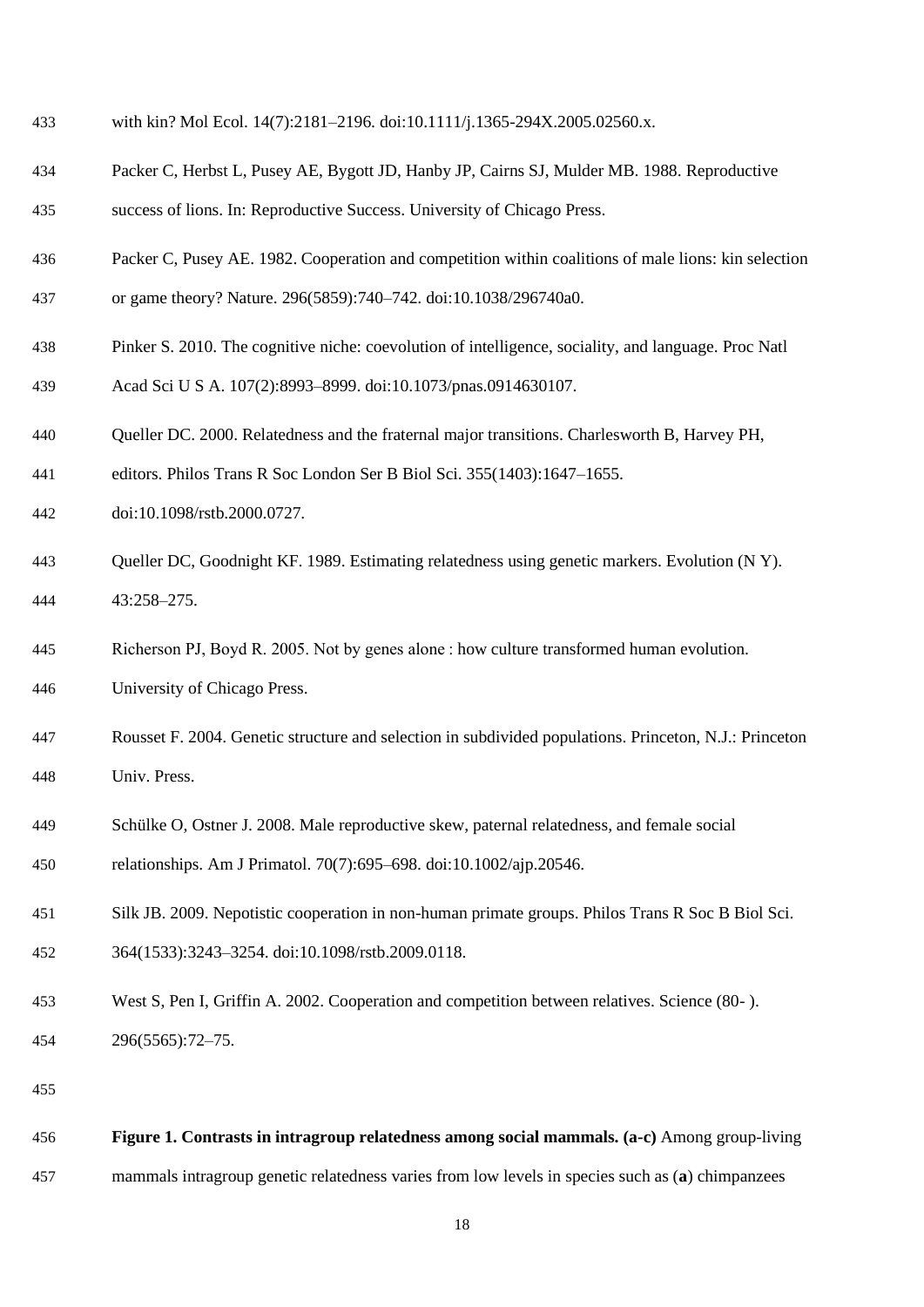with kin? Mol Ecol. 14(7):2181–2196. doi:10.1111/j.1365-294X.2005.02560.x.

Packer C, Herbst L, Pusey AE, Bygott JD, Hanby JP, Cairns SJ, Mulder MB. 1988. Reproductive success of lions. In: Reproductive Success. University of Chicago Press.

Packer C, Pusey AE. 1982. Cooperation and competition within coalitions of male lions: kin selection or game theory? Nature. 296(5859):740–742. doi:10.1038/296740a0.

Pinker S. 2010. The cognitive niche: coevolution of intelligence, sociality, and language. Proc Natl Acad Sci U S A. 107(2):8993–8999. doi:10.1073/pnas.0914630107.

Queller DC. 2000. Relatedness and the fraternal major transitions. Charlesworth B, Harvey PH, editors. Philos Trans R Soc London Ser B Biol Sci. 355(1403):1647–1655. doi:10.1098/rstb.2000.0727.

Queller DC, Goodnight KF. 1989. Estimating relatedness using genetic markers. Evolution (N Y). 43:258–275.

Richerson PJ, Boyd R. 2005. Not by genes alone : how culture transformed human evolution. University of Chicago Press.

Rousset F. 2004. Genetic structure and selection in subdivided populations. Princeton, N.J.: Princeton Univ. Press.

Schülke O, Ostner J. 2008. Male reproductive skew, paternal relatedness, and female social relationships. Am J Primatol. 70(7):695–698. doi:10.1002/ajp.20546.

Silk JB. 2009. Nepotistic cooperation in non-human primate groups. Philos Trans R Soc B Biol Sci. 364(1533):3243–3254. doi:10.1098/rstb.2009.0118.

West S, Pen I, Griffin A. 2002. Cooperation and competition between relatives. Science (80- ). 296(5565):72–75.

**Figure 1. Contrasts in intragroup relatedness among social mammals. (a-c)** Among group-living mammals intragroup genetic relatedness varies from low levels in species such as (**a**) chimpanzees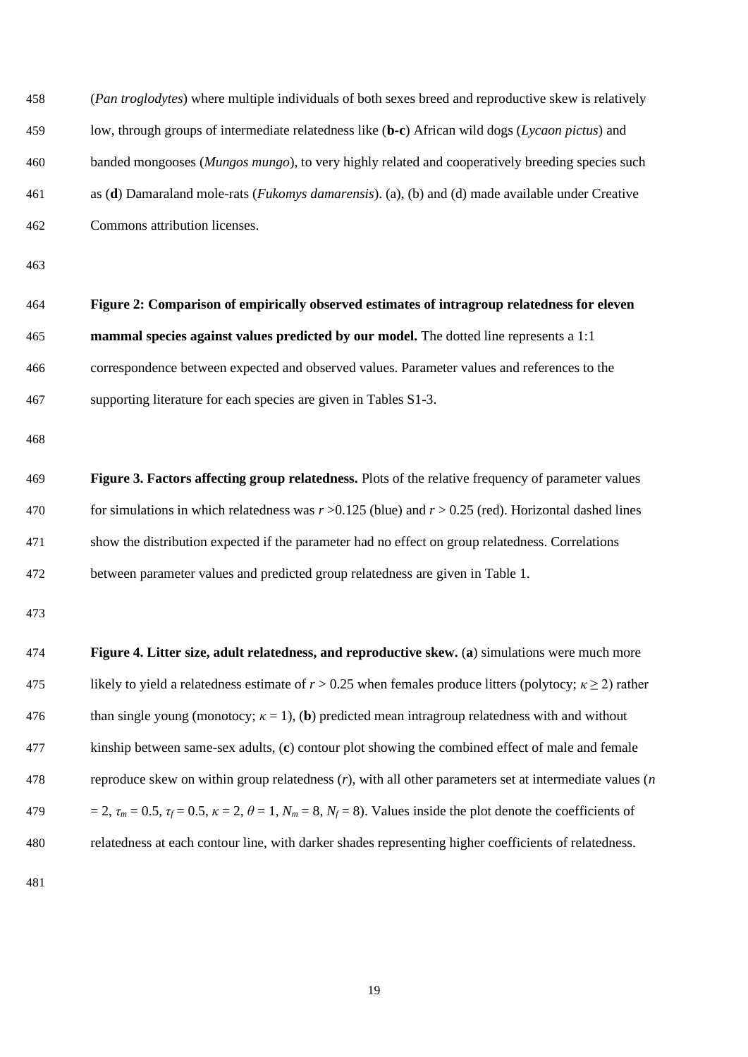(*Pan troglodytes*) where multiple individuals of both sexes breed and reproductive skew is relatively low, through groups of intermediate relatedness like (**b-c**) African wild dogs (*Lycaon pictus*) and banded mongooses (*Mungos mungo*), to very highly related and cooperatively breeding species such as (**d**) Damaraland mole-rats (*Fukomys damarensis*). (a), (b) and (d) made available under Creative Commons attribution licenses.

**Figure 2: Comparison of empirically observed estimates of intragroup relatedness for eleven mammal species against values predicted by our model.** The dotted line represents a 1:1 correspondence between expected and observed values. Parameter values and references to the supporting literature for each species are given in Tables S1-3.

**Figure 3. Factors affecting group relatedness.** Plots of the relative frequency of parameter values for simulations in which relatedness was $r > 0.125$ (blue) and $r > 0.25$ (red). Horizontal dashed lines show the distribution expected if the parameter had no effect on group relatedness. Correlations between parameter values and predicted group relatedness are given in Table 1.

**Figure 4. Litter size, adult relatedness, and reproductive skew.** (**a**) simulations were much more likely to yield a relatedness estimate of $r > 0.25$ when females produce litters (polytocy; $\kappa \geq 2$) rather than single young (monotocy; $\kappa = 1$), (**b**) predicted mean intragroup relatedness with and without kinship between same-sex adults, (**c**) contour plot showing the combined effect of male and female reproduce skew on within group relatedness ($r$), with all other parameters set at intermediate values ($n = 2$, $\tau_m = 0.5$, $\tau_f = 0.5$, $\kappa = 2$, $\theta = 1$, $N_m = 8$, $N_f = 8$). Values inside the plot denote the coefficients of relatedness at each contour line, with darker shades representing higher coefficients of relatedness.